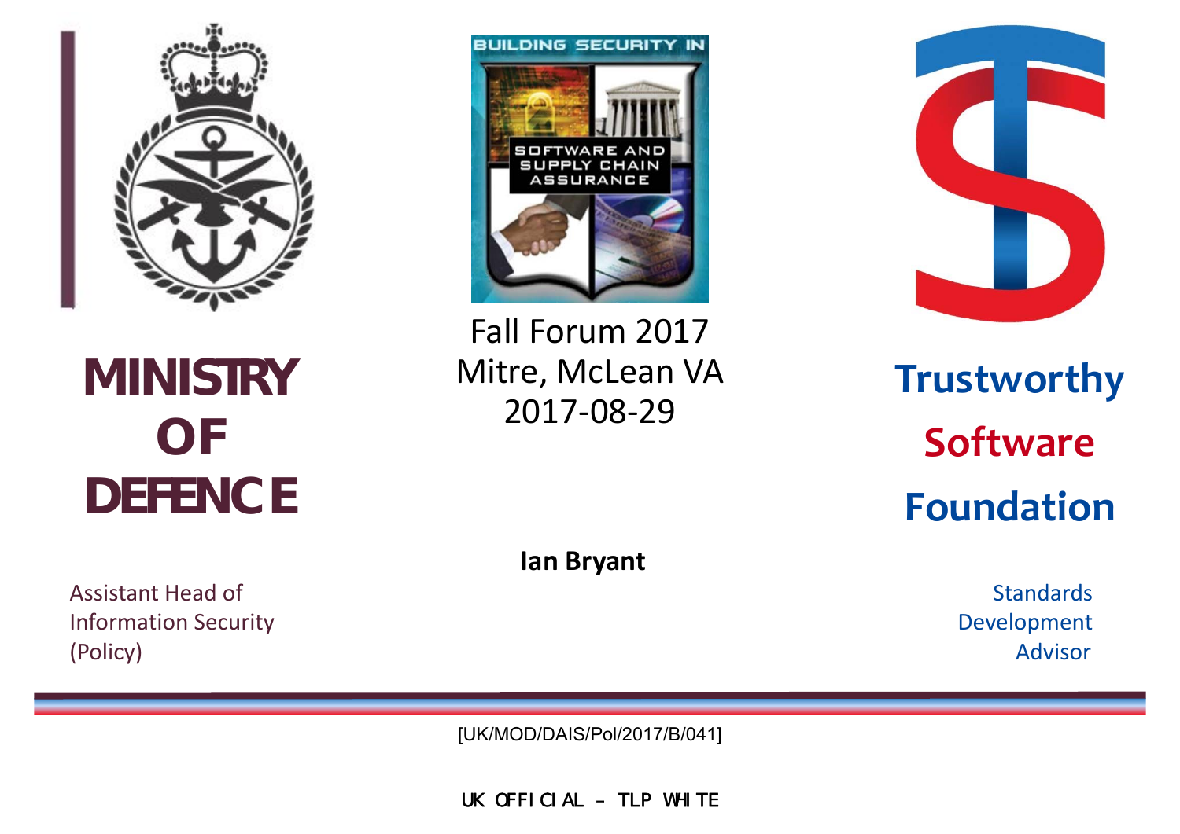# MINISTRY OF DEFENCE

Assistant Head of Information Security (Policy)

BUILDING SECURITY IN

SOFTWARE AND SUPPLY CHAIN ASSURANCE

Fall Forum 2017
Mitre, McLean VA
2017-08-29

**Ian Bryant**

# Trustworthy Software Foundation

Standards Development Advisor

[UK/MOD/DAIS/Pol/2017/B/041]

UK OFFICIAL – TLP WHITE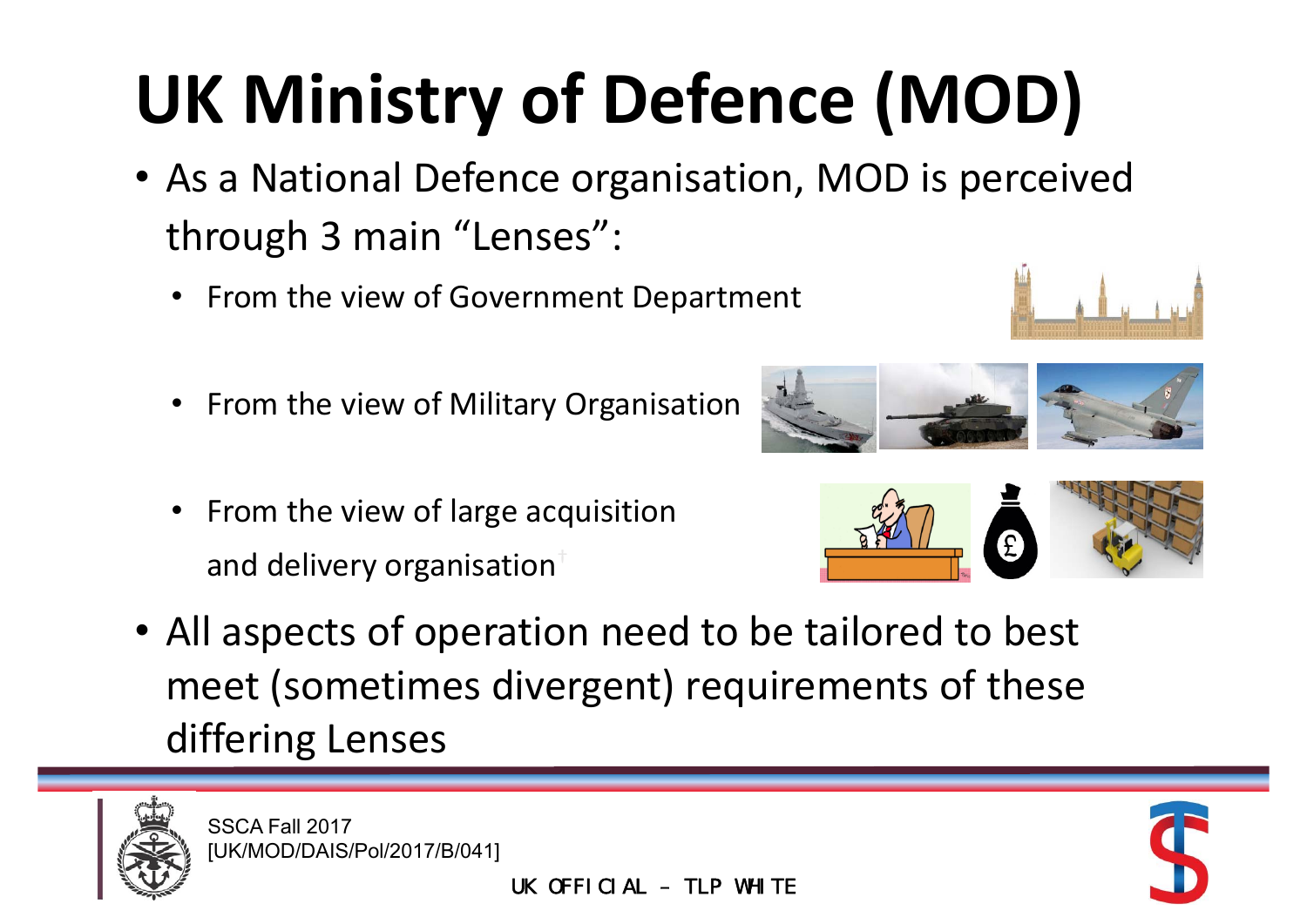# UK Ministry of Defence (MOD)

- As a National Defence organisation, MOD is perceived through 3 main "Lenses":
  - From the view of Government Department
  - From the view of Military Organisation
  - From the view of large acquisition and delivery organisation
- All aspects of operation need to be tailored to best meet (sometimes divergent) requirements of these differing Lenses

SSCA Fall 2017
[UK/MOD/DAIS/Pol/2017/B/041]

UK OFFICIAL – TLP WHITE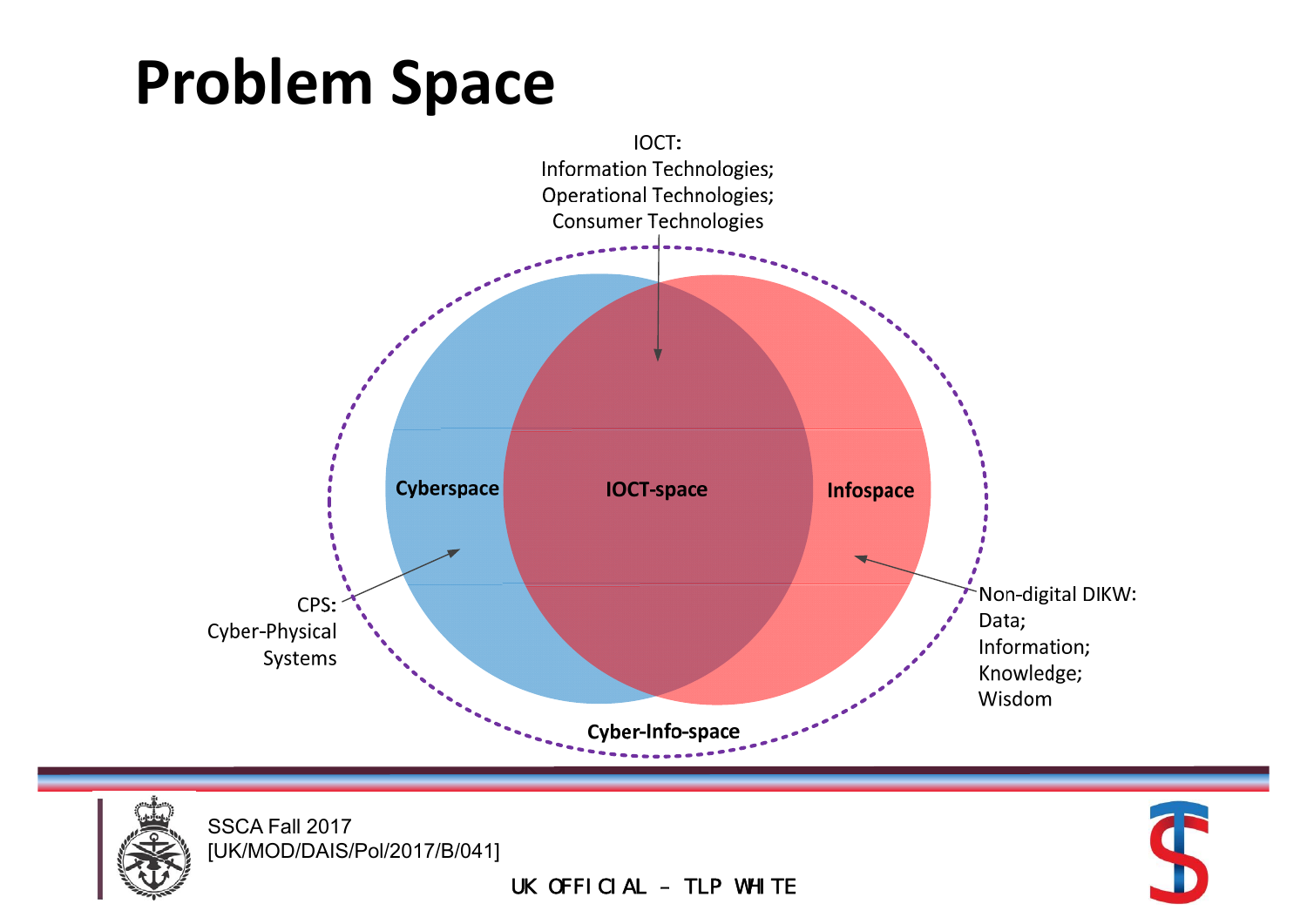# Problem Space

IOCT:
Information Technologies;
Operational Technologies;
Consumer Technologies

Cyberspace

IOCT-space

Infospace

CPS:
Cyber-Physical
Systems

Non-digital DIKW:
Data;
Information;
Knowledge;
Wisdom

Cyber-Info-space

SSCA Fall 2017
[UK/MOD/DAIS/Pol/2017/B/041]

UK OFFICIAL – TLP WHITE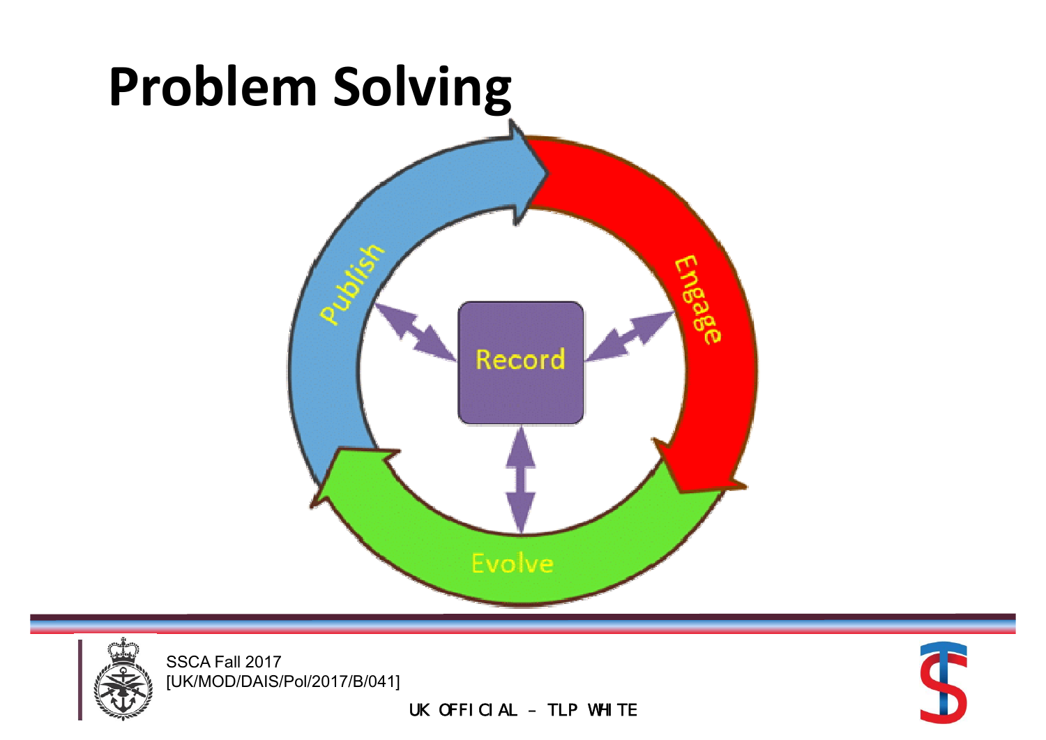# Problem Solving

Publish

Engage

Record

Evolve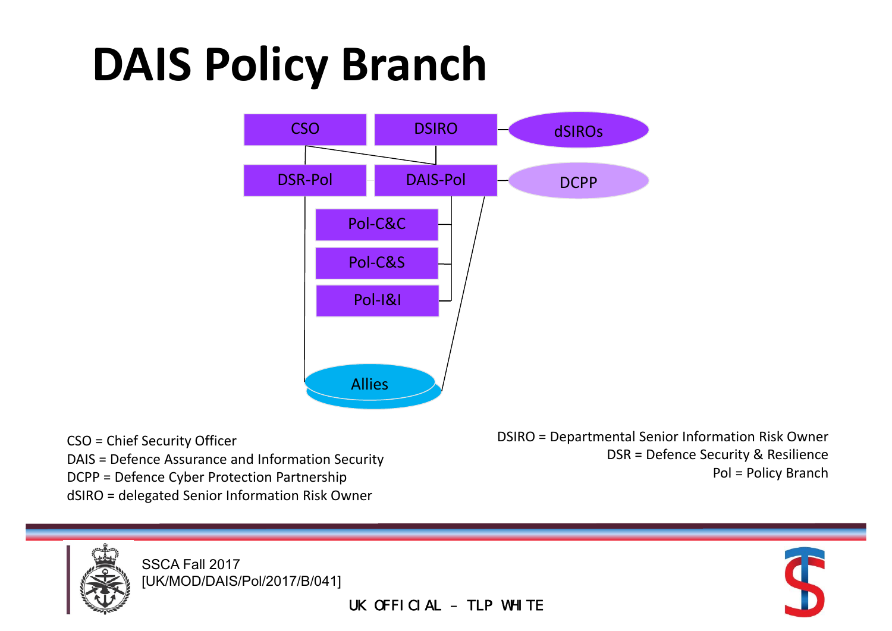# DAIS Policy Branch

CSO | DSIRO | dSIROs

DSR-Pol | DAIS-Pol | DCPP

Pol-C&C

Pol-C&S

Pol-I&I

Allies

CSO = Chief Security Officer
DAIS = Defence Assurance and Information Security
DCPP = Defence Cyber Protection Partnership
dSIRO = delegated Senior Information Risk Owner

DSIRO = Departmental Senior Information Risk Owner
DSR = Defence Security & Resilience
Pol = Policy Branch

SSCA Fall 2017
[UK/MOD/DAIS/Pol/2017/B/041]

UK OFFICIAL – TLP WHITE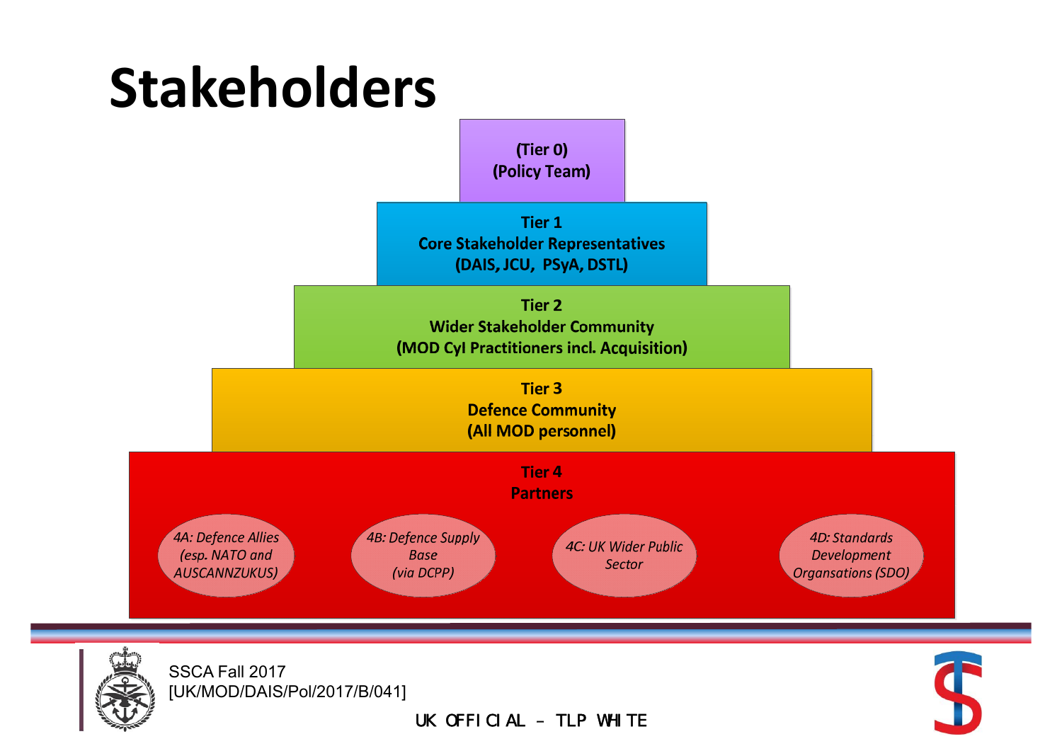# Stakeholders

**(Tier 0)**
**(Policy Team)**

**Tier 1**
**Core Stakeholder Representatives**
**(DAIS, JCU, PSyA, DSTL)**

**Tier 2**
**Wider Stakeholder Community**
**(MOD CyI Practitioners incl. Acquisition)**

**Tier 3**
**Defence Community**
**(All MOD personnel)**

**Tier 4**
**Partners**

- *4A: Defence Allies (esp. NATO and AUSCANNZUKUS)*
- *4B: Defence Supply Base (via DCPP)*
- *4C: UK Wider Public Sector*
- *4D: Standards Development Organsations (SDO)*

SSCA Fall 2017
[UK/MOD/DAIS/Pol/2017/B/041]

UK OFFICIAL – TLP WHITE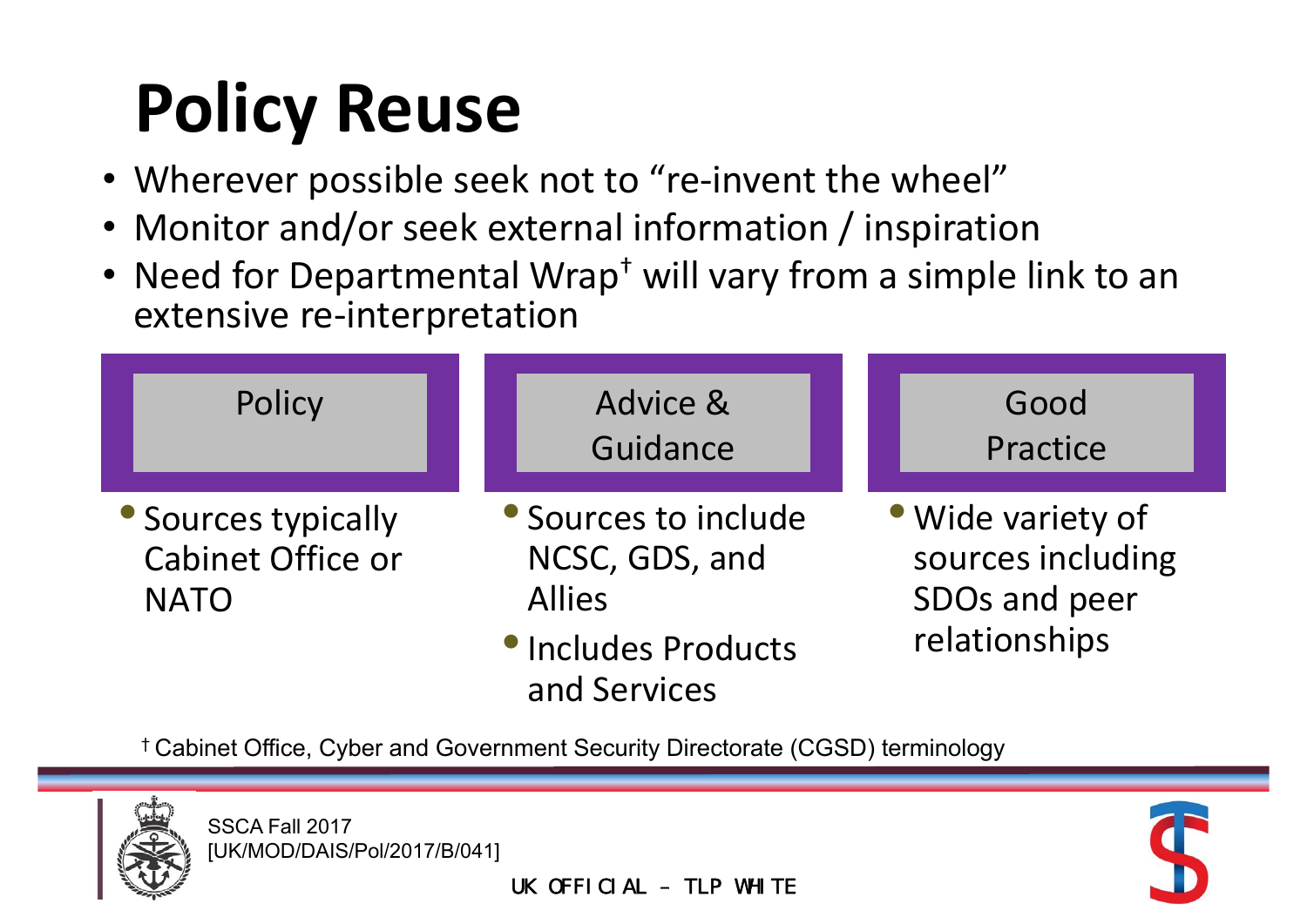# Policy Reuse

- Wherever possible seek not to "re-invent the wheel"
- Monitor and/or seek external information / inspiration
- Need for Departmental Wrap[†] will vary from a simple link to an extensive re-interpretation

### Policy

- Sources typically Cabinet Office or NATO

### Advice & Guidance

- Sources to include NCSC, GDS, and Allies
- Includes Products and Services

### Good Practice

- Wide variety of sources including SDOs and peer relationships

[†] Cabinet Office, Cyber and Government Security Directorate (CGSD) terminology

SSCA Fall 2017
[UK/MOD/DAIS/Pol/2017/B/041]

UK OFFICIAL – TLP WHITE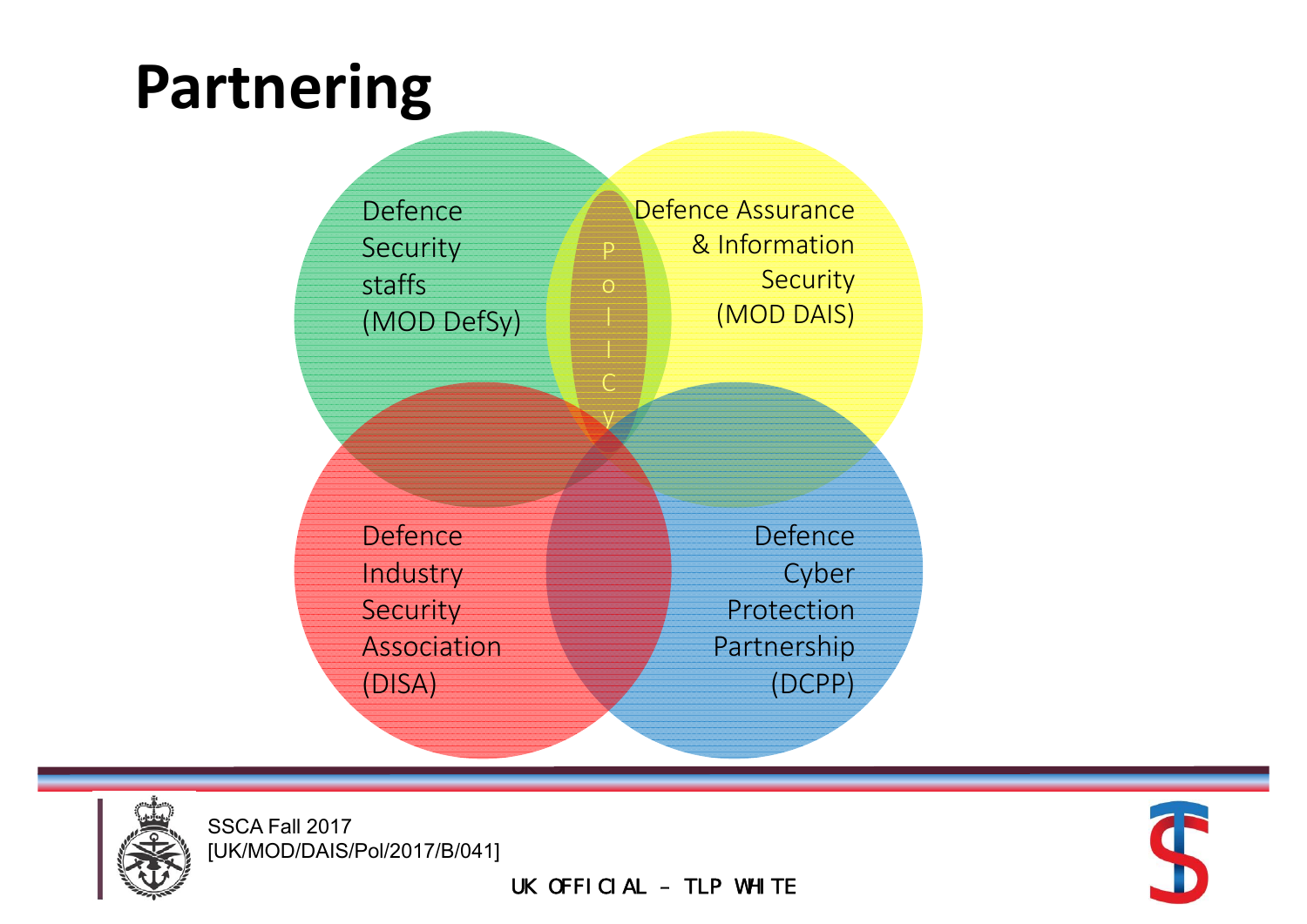# Partnering

Defence Security staffs (MOD DefSy)

Defence Assurance & Information Security (MOD DAIS)

Policy

Defence Industry Security Association (DISA)

Defence Cyber Protection Partnership (DCPP)

SSCA Fall 2017
[UK/MOD/DAIS/Pol/2017/B/041]

UK OFFICIAL – TLP WHITE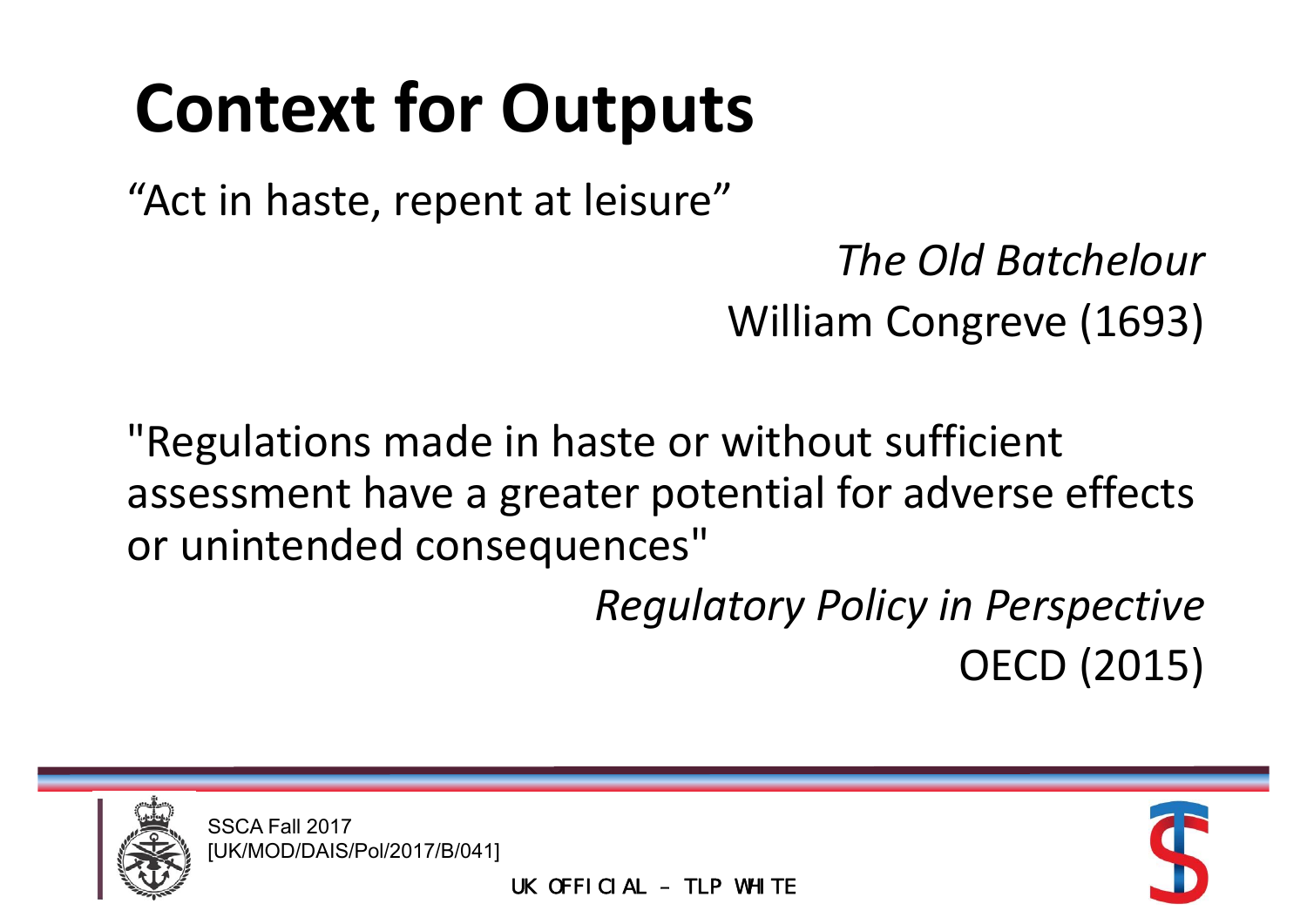# Context for Outputs

"Act in haste, repent at leisure"

*The Old Batchelour*
William Congreve (1693)

"Regulations made in haste or without sufficient assessment have a greater potential for adverse effects or unintended consequences"

*Regulatory Policy in Perspective*
OECD (2015)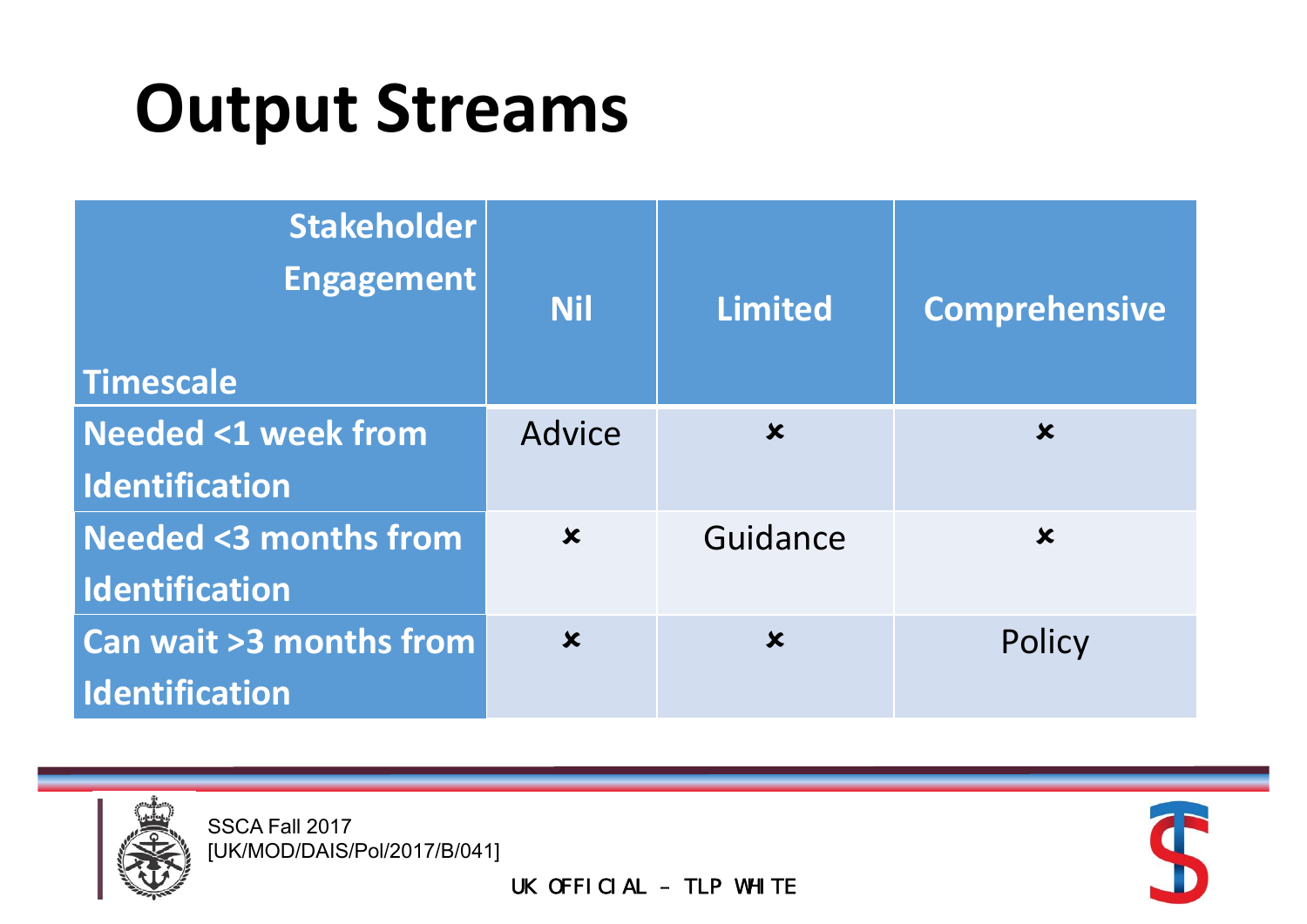# Output Streams

| Stakeholder Engagement / Timescale | Nil | Limited | Comprehensive |
|---|---|---|---|
| Needed <1 week from Identification | Advice | ✘ | ✘ |
| Needed <3 months from Identification | ✘ | Guidance | ✘ |
| Can wait >3 months from Identification | ✘ | ✘ | Policy |

SSCA Fall 2017
[UK/MOD/DAIS/Pol/2017/B/041]

UK OFFICIAL – TLP WHITE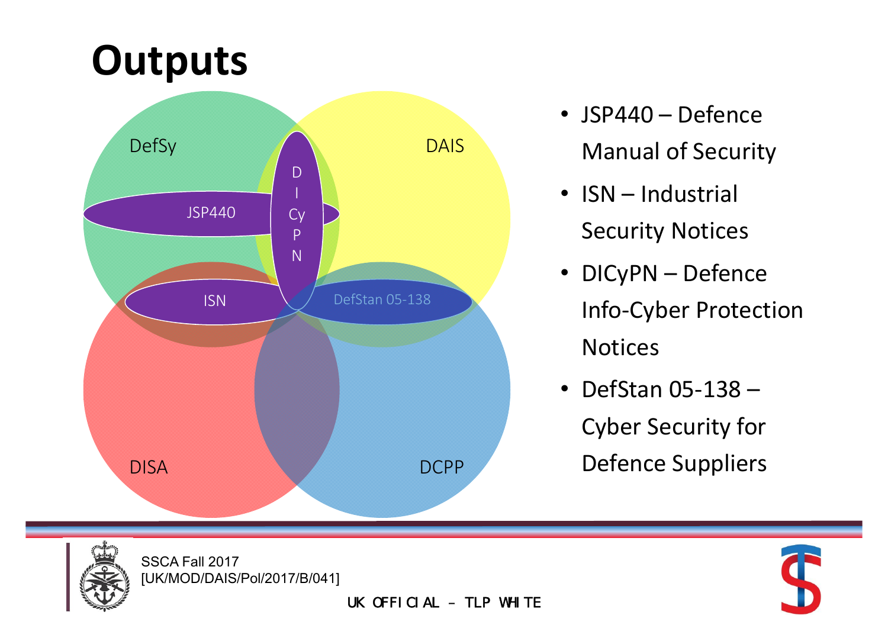# Outputs

DefSy

DAIS

JSP440

D I Cy P N

ISN

DefStan 05-138

DISA

DCPP

- JSP440 – Defence Manual of Security
- ISN – Industrial Security Notices
- DICyPN – Defence Info-Cyber Protection Notices
- DefStan 05-138 – Cyber Security for Defence Suppliers

SSCA Fall 2017
[UK/MOD/DAIS/Pol/2017/B/041]

UK OFFICIAL – TLP WHITE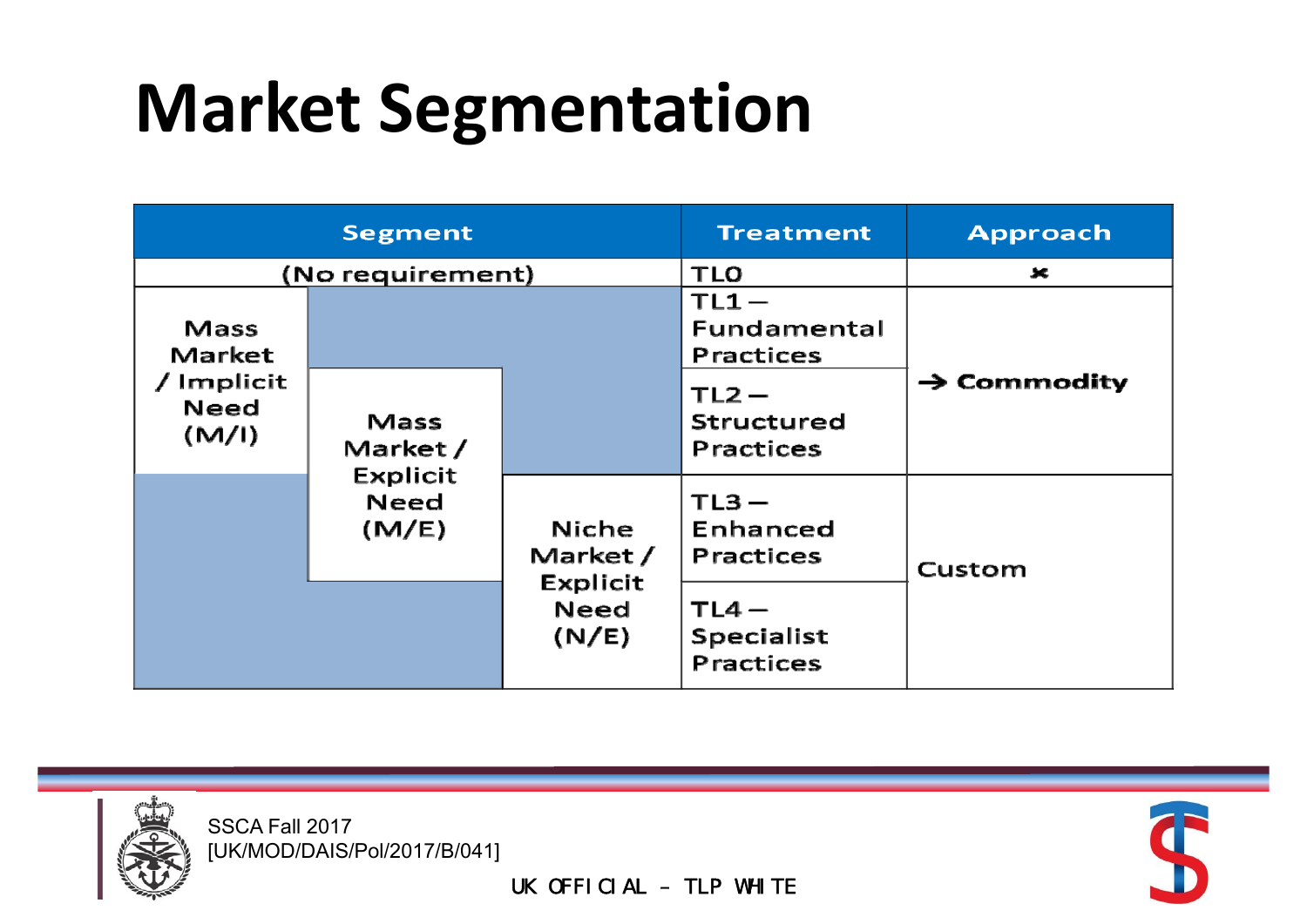# Market Segmentation

| Segment | | | Treatment | Approach |
|---|---|---|---|---|
| (No requirement) | | | TL0 | ✖ |
| Mass Market / Implicit Need (M/I) | | | TL1 – Fundamental Practices | → Commodity |
| Mass Market / Implicit Need (M/I) | Mass Market / Explicit Need (M/E) | | TL2 – Structured Practices | → Commodity |
| | Mass Market / Explicit Need (M/E) | Niche Market / Explicit Need (N/E) | TL3 – Enhanced Practices | Custom |
| | | Niche Market / Explicit Need (N/E) | TL4 – Specialist Practices | Custom |

SSCA Fall 2017
[UK/MOD/DAIS/Pol/2017/B/041]

UK OFFICIAL – TLP WHITE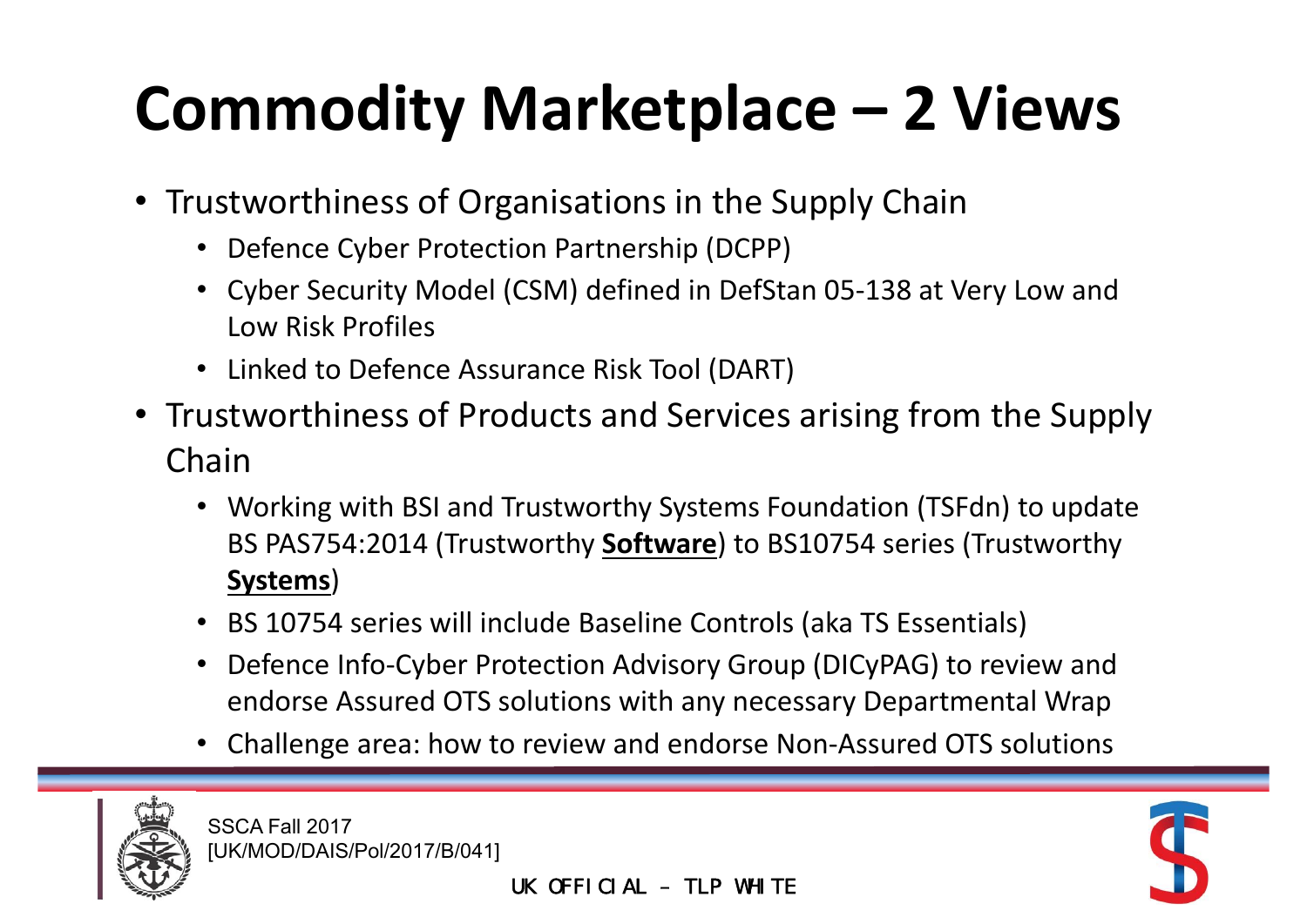# Commodity Marketplace – 2 Views

- Trustworthiness of Organisations in the Supply Chain
  - Defence Cyber Protection Partnership (DCPP)
  - Cyber Security Model (CSM) defined in DefStan 05-138 at Very Low and Low Risk Profiles
  - Linked to Defence Assurance Risk Tool (DART)
- Trustworthiness of Products and Services arising from the Supply Chain
  - Working with BSI and Trustworthy Systems Foundation (TSFdn) to update BS PAS754:2014 (Trustworthy **Software**) to BS10754 series (Trustworthy **Systems**)
  - BS 10754 series will include Baseline Controls (aka TS Essentials)
  - Defence Info-Cyber Protection Advisory Group (DICyPAG) to review and endorse Assured OTS solutions with any necessary Departmental Wrap
  - Challenge area: how to review and endorse Non-Assured OTS solutions

SSCA Fall 2017
[UK/MOD/DAIS/Pol/2017/B/041]

UK OFFICIAL – TLP WHITE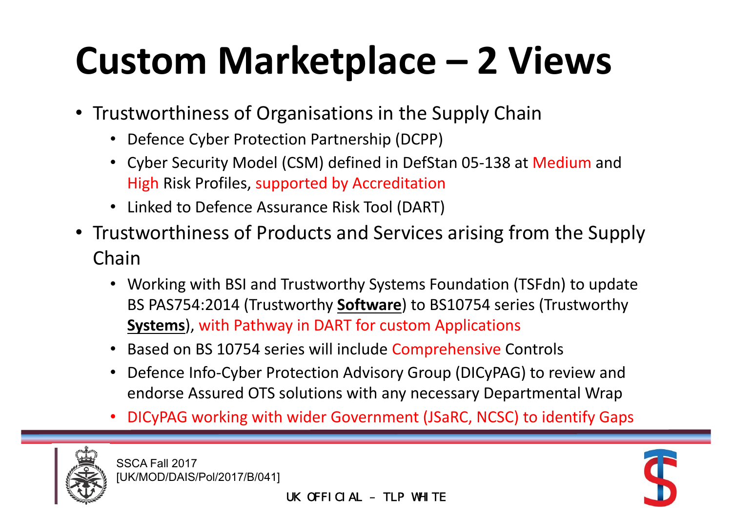# Custom Marketplace – 2 Views

- Trustworthiness of Organisations in the Supply Chain
  - Defence Cyber Protection Partnership (DCPP)
  - Cyber Security Model (CSM) defined in DefStan 05-138 at Medium and High Risk Profiles, supported by Accreditation
  - Linked to Defence Assurance Risk Tool (DART)
- Trustworthiness of Products and Services arising from the Supply Chain
  - Working with BSI and Trustworthy Systems Foundation (TSFdn) to update BS PAS754:2014 (Trustworthy **Software**) to BS10754 series (Trustworthy **Systems**), with Pathway in DART for custom Applications
  - Based on BS 10754 series will include Comprehensive Controls
  - Defence Info-Cyber Protection Advisory Group (DICyPAG) to review and endorse Assured OTS solutions with any necessary Departmental Wrap
  - DICyPAG working with wider Government (JSaRC, NCSC) to identify Gaps

SSCA Fall 2017
[UK/MOD/DAIS/Pol/2017/B/041]

UK OFFICIAL – TLP WHITE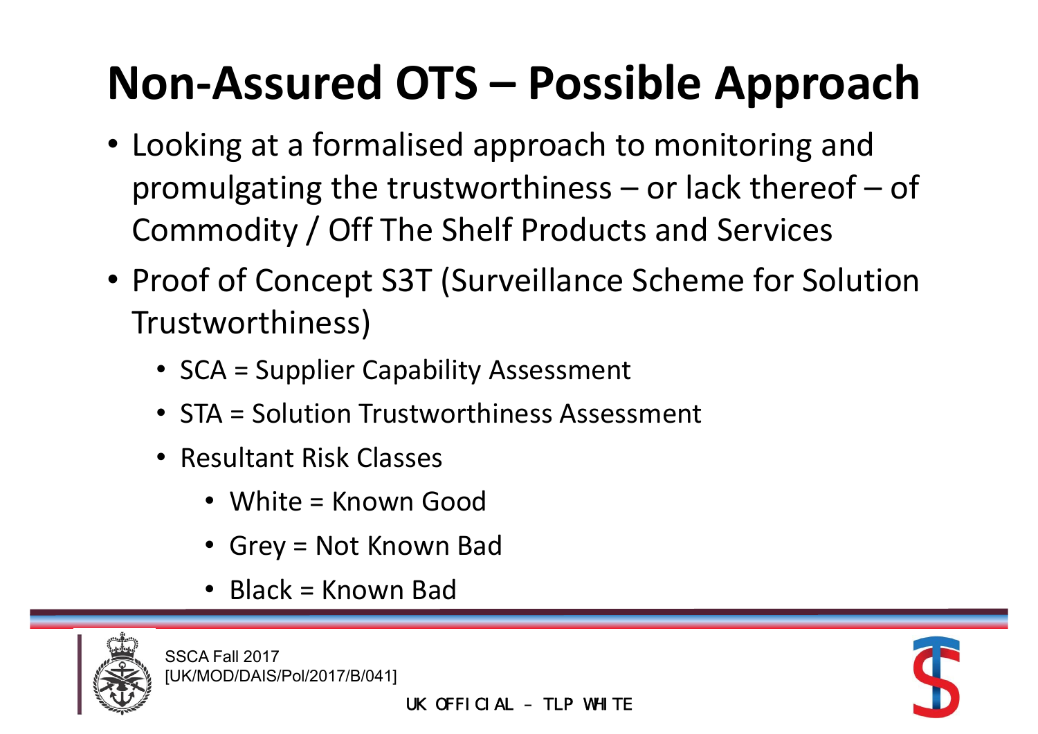# Non-Assured OTS – Possible Approach

- Looking at a formalised approach to monitoring and promulgating the trustworthiness – or lack thereof – of Commodity / Off The Shelf Products and Services
- Proof of Concept S3T (Surveillance Scheme for Solution Trustworthiness)
  - SCA = Supplier Capability Assessment
  - STA = Solution Trustworthiness Assessment
  - Resultant Risk Classes
    - White = Known Good
    - Grey = Not Known Bad
    - Black = Known Bad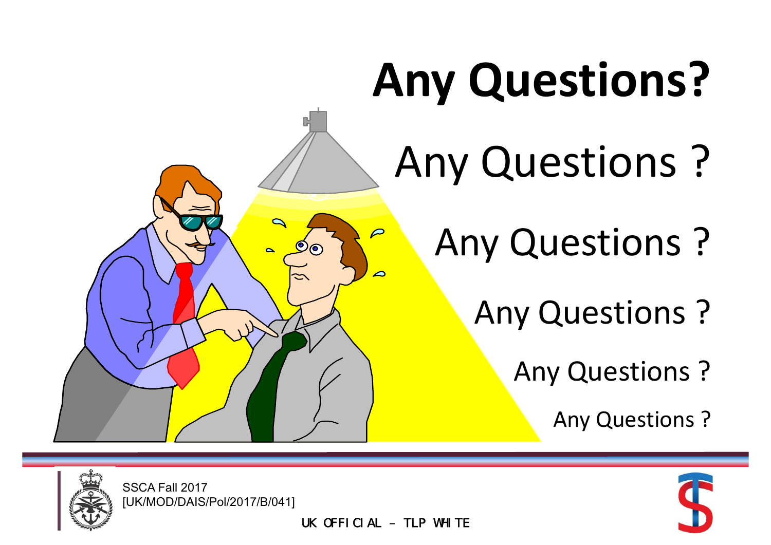# Any Questions?

Any Questions ?

Any Questions ?

Any Questions ?

Any Questions ?

Any Questions ?

SSCA Fall 2017
[UK/MOD/DAIS/Pol/2017/B/041]

UK OFFICIAL – TLP WHITE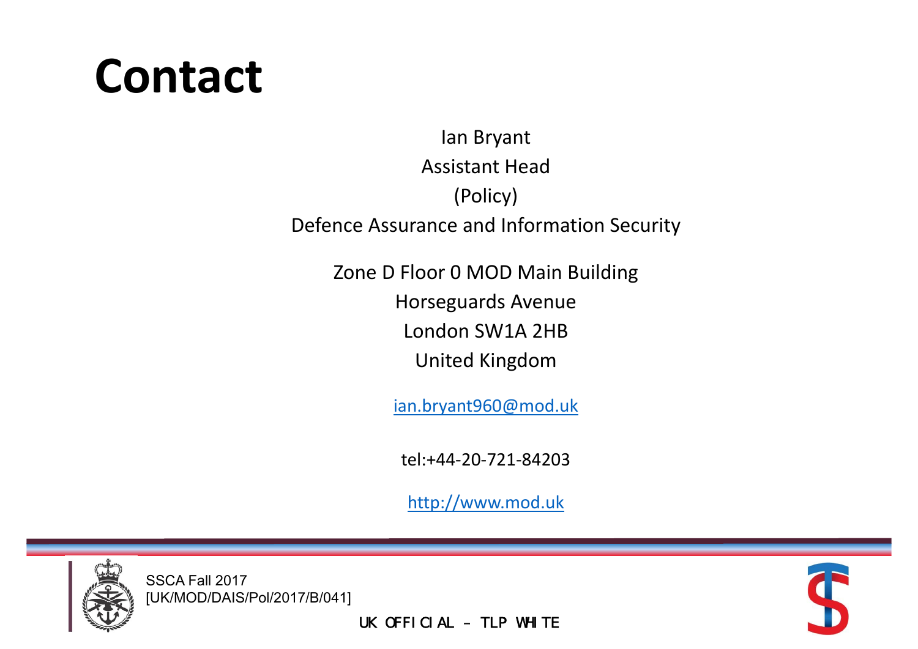# Contact

Ian Bryant

Assistant Head

(Policy)

Defence Assurance and Information Security

Zone D Floor 0 MOD Main Building

Horseguards Avenue

London SW1A 2HB

United Kingdom

ian.bryant960@mod.uk

tel:+44-20-721-84203

http://www.mod.uk